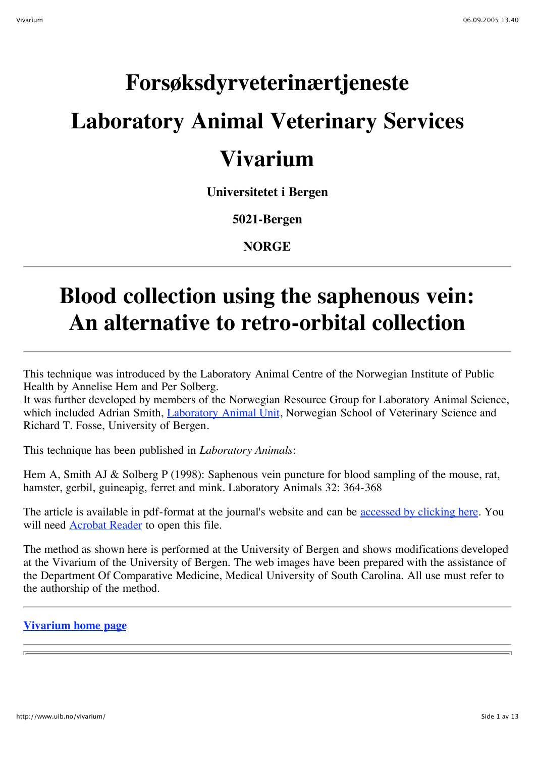# Forsøksdyrveterinærtjeneste

# Laboratory Animal Veterinary Services

# Vivarium

**Universitetet i Bergen**

**5021-Bergen**

**NORGE**

---

# Blood collection using the saphenous vein: An alternative to retro-orbital collection

---

This technique was introduced by the Laboratory Animal Centre of the Norwegian Institute of Public Health by Annelise Hem and Per Solberg.
It was further developed by members of the Norwegian Resource Group for Laboratory Animal Science, which included Adrian Smith, Laboratory Animal Unit, Norwegian School of Veterinary Science and Richard T. Fosse, University of Bergen.

This technique has been published in *Laboratory Animals*:

Hem A, Smith AJ & Solberg P (1998): Saphenous vein puncture for blood sampling of the mouse, rat, hamster, gerbil, guineapig, ferret and mink. Laboratory Animals 32: 364-368

The article is available in pdf-format at the journal's website and can be accessed by clicking here. You will need Acrobat Reader to open this file.

The method as shown here is performed at the University of Bergen and shows modifications developed at the Vivarium of the University of Bergen. The web images have been prepared with the assistance of the Department Of Comparative Medicine, Medical University of South Carolina. All use must refer to the authorship of the method.

---

**Vivarium home page**

---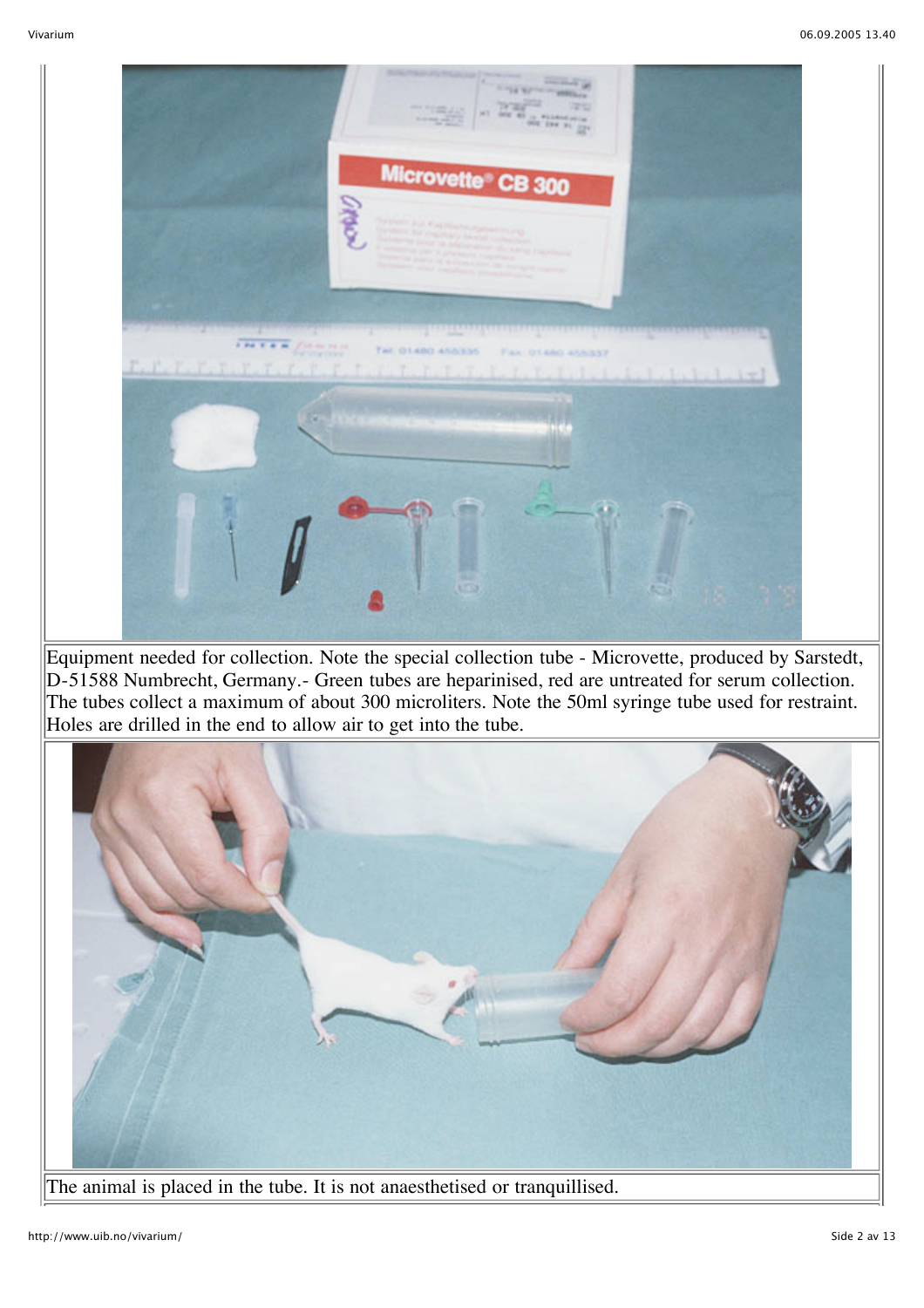Equipment needed for collection. Note the special collection tube - Microvette, produced by Sarstedt, D-51588 Numbrecht, Germany.- Green tubes are heparinised, red are untreated for serum collection. The tubes collect a maximum of about 300 microliters. Note the 50ml syringe tube used for restraint. Holes are drilled in the end to allow air to get into the tube.

The animal is placed in the tube. It is not anaesthetised or tranquillised.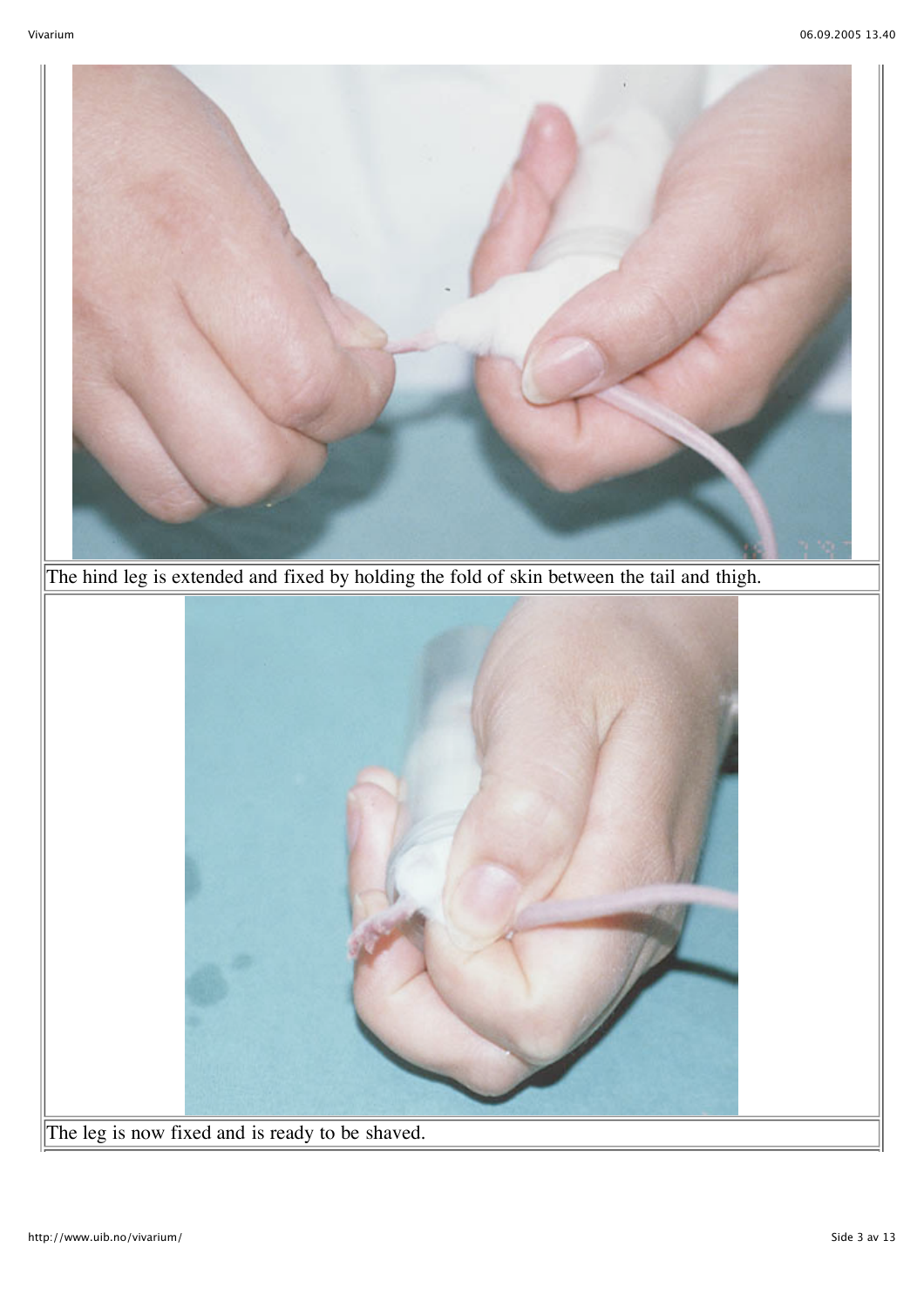The hind leg is extended and fixed by holding the fold of skin between the tail and thigh.

The leg is now fixed and is ready to be shaved.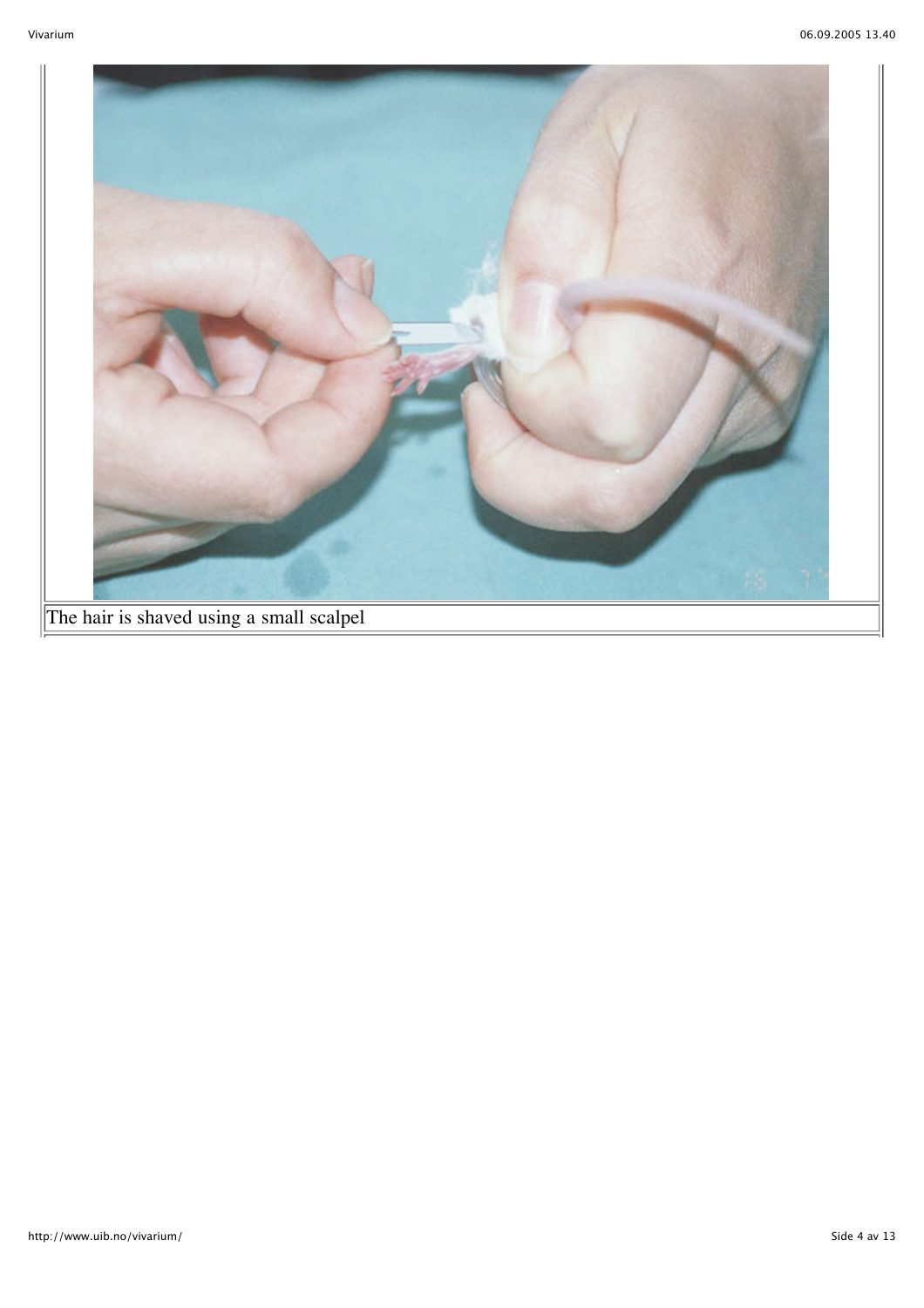The hair is shaved using a small scalpel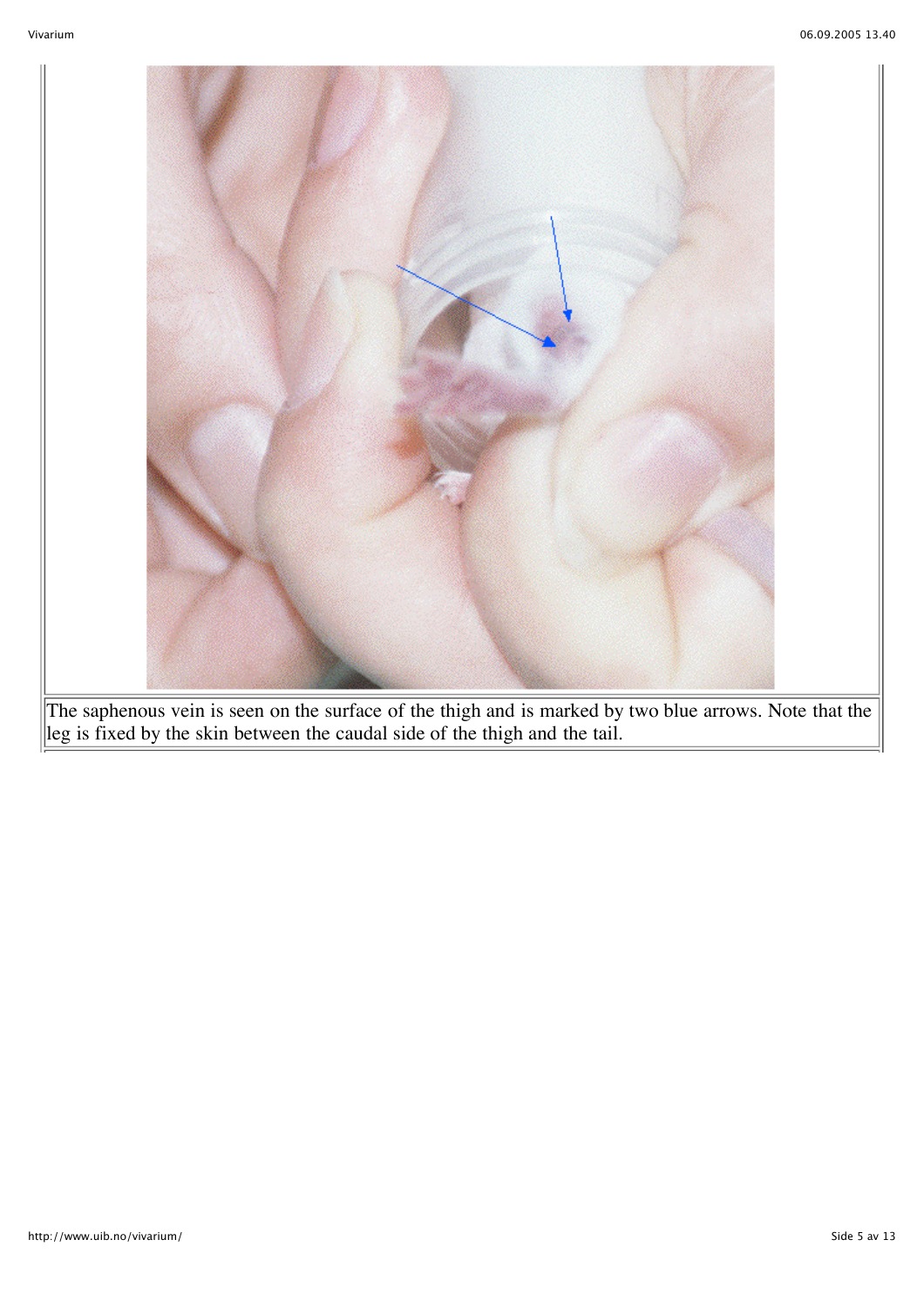The saphenous vein is seen on the surface of the thigh and is marked by two blue arrows. Note that the leg is fixed by the skin between the caudal side of the thigh and the tail.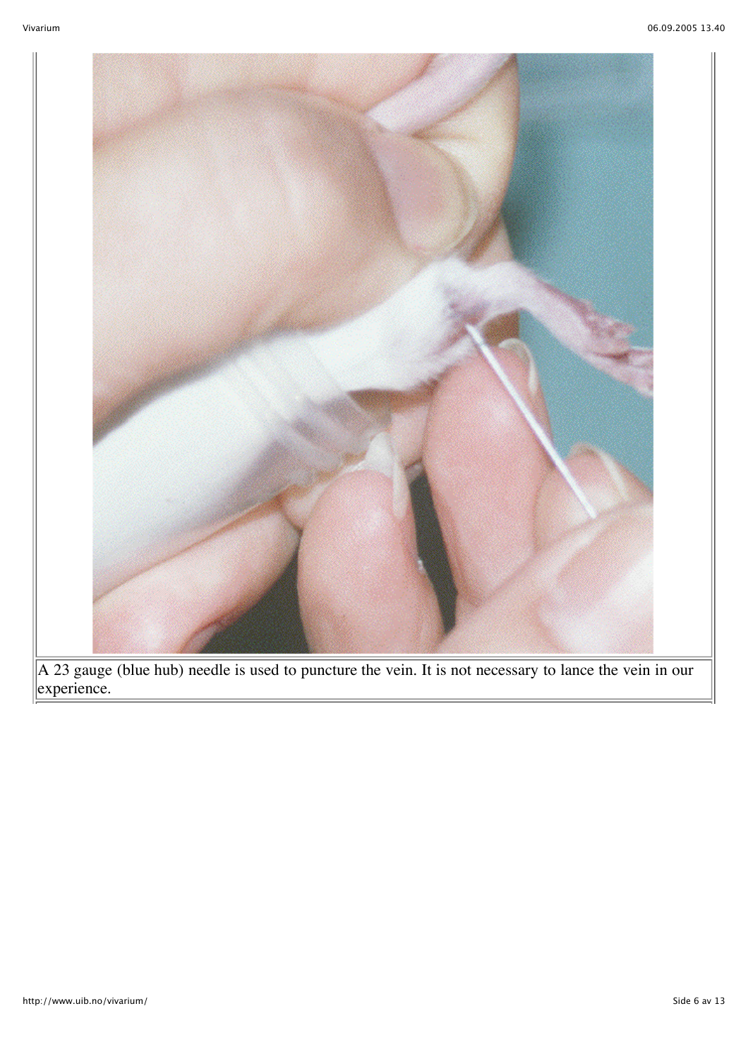A 23 gauge (blue hub) needle is used to puncture the vein. It is not necessary to lance the vein in our experience.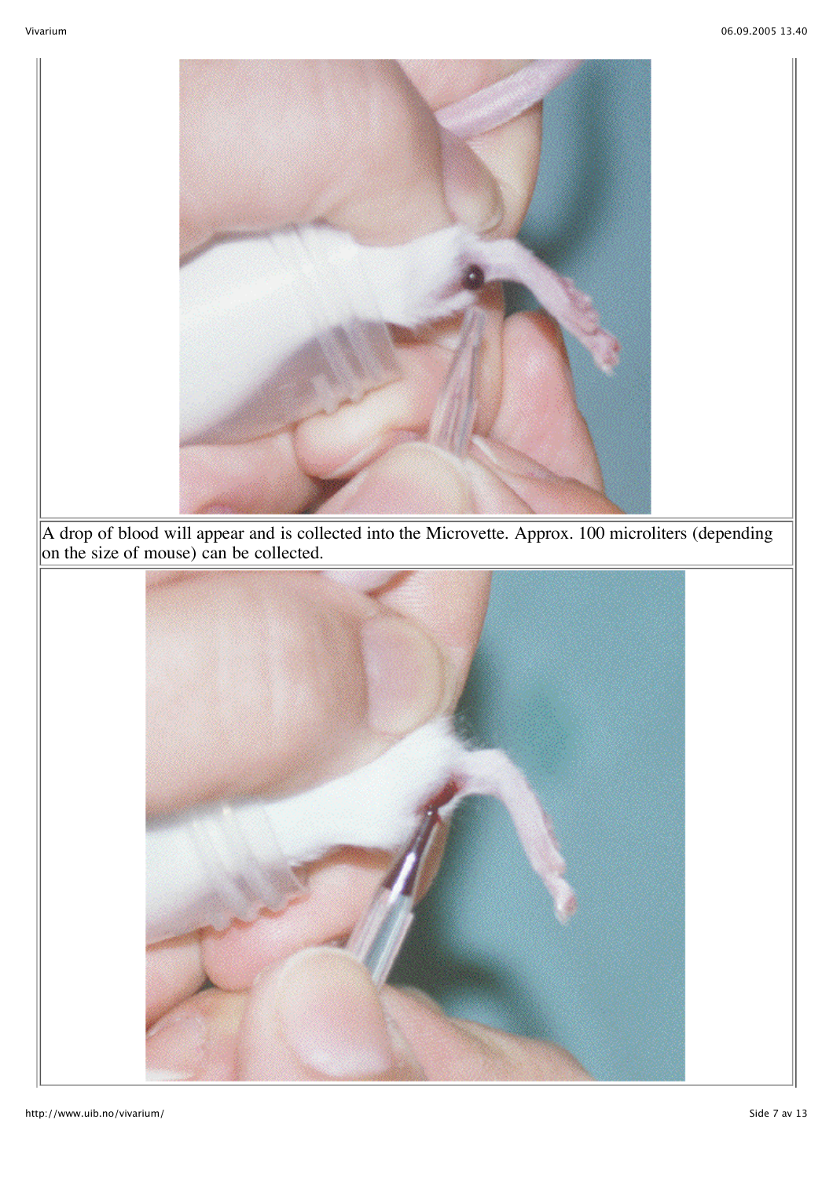A drop of blood will appear and is collected into the Microvette. Approx. 100 microliters (depending on the size of mouse) can be collected.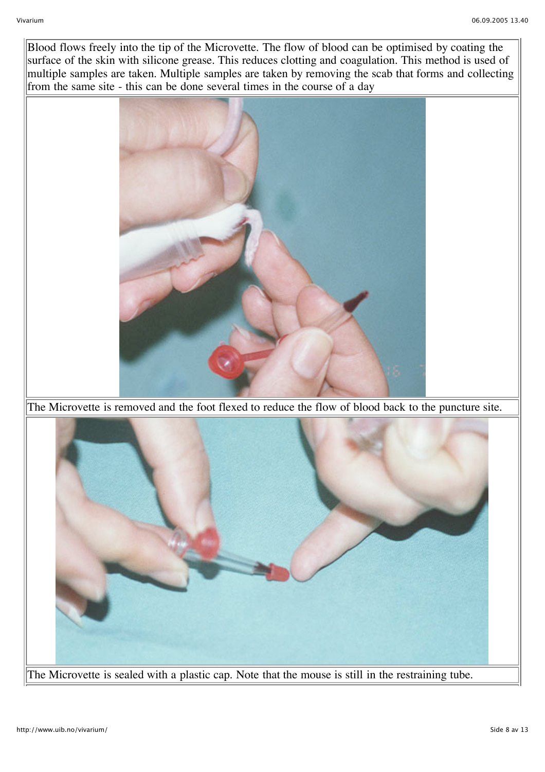Blood flows freely into the tip of the Microvette. The flow of blood can be optimised by coating the surface of the skin with silicone grease. This reduces clotting and coagulation. This method is used of multiple samples are taken. Multiple samples are taken by removing the scab that forms and collecting from the same site - this can be done several times in the course of a day

The Microvette is removed and the foot flexed to reduce the flow of blood back to the puncture site.

The Microvette is sealed with a plastic cap. Note that the mouse is still in the restraining tube.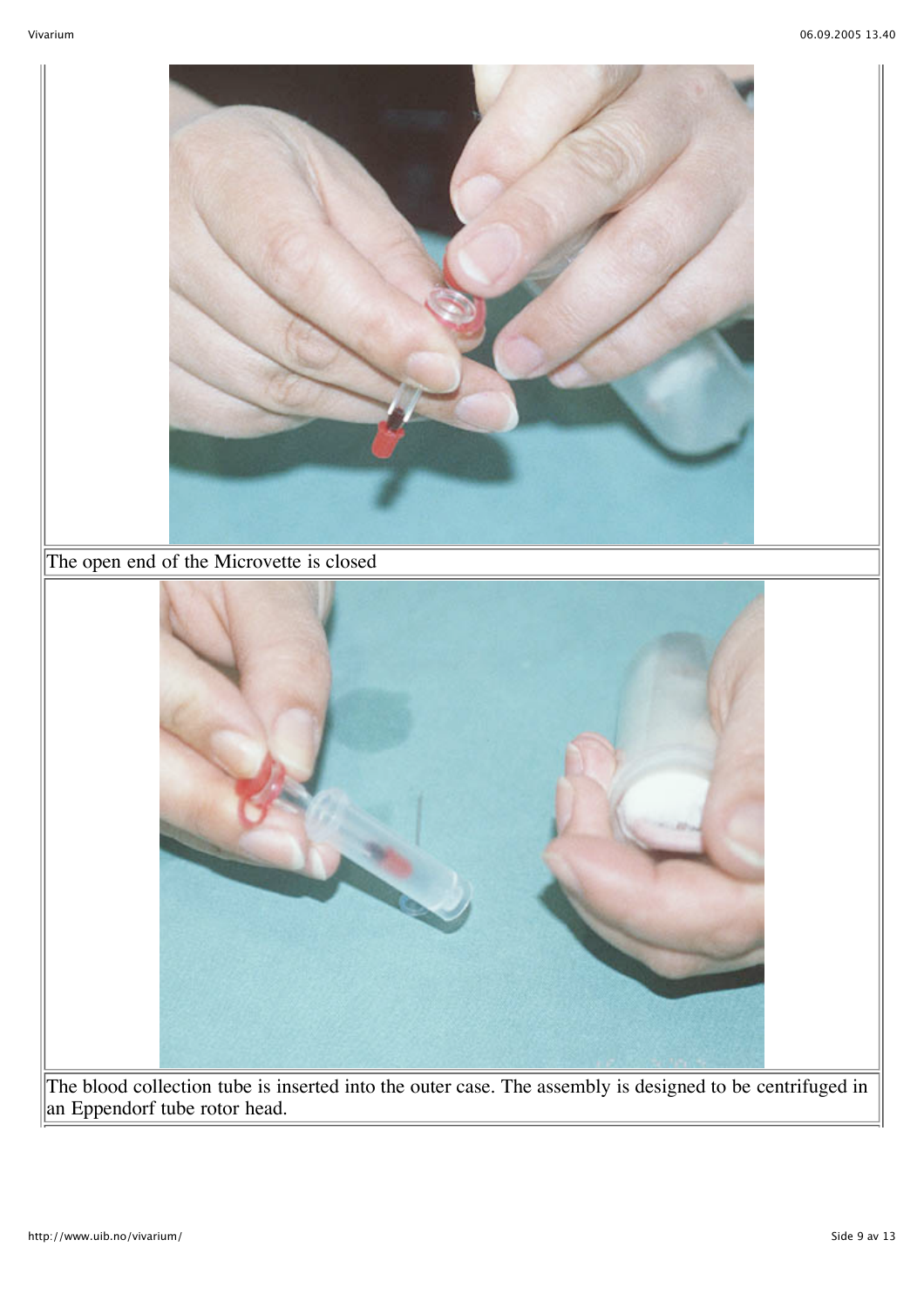The open end of the Microvette is closed

The blood collection tube is inserted into the outer case. The assembly is designed to be centrifuged in an Eppendorf tube rotor head.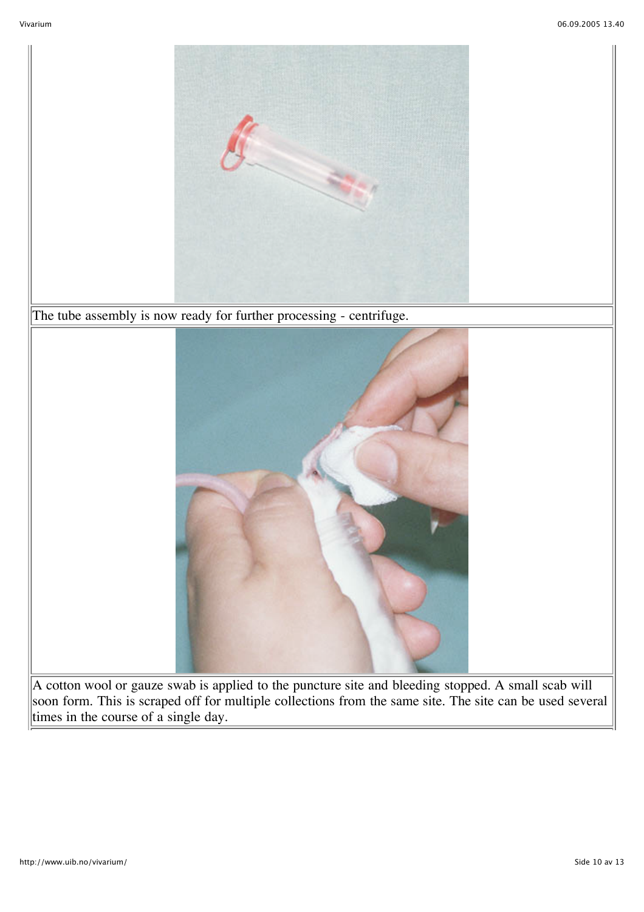The tube assembly is now ready for further processing - centrifuge.

A cotton wool or gauze swab is applied to the puncture site and bleeding stopped. A small scab will soon form. This is scraped off for multiple collections from the same site. The site can be used several times in the course of a single day.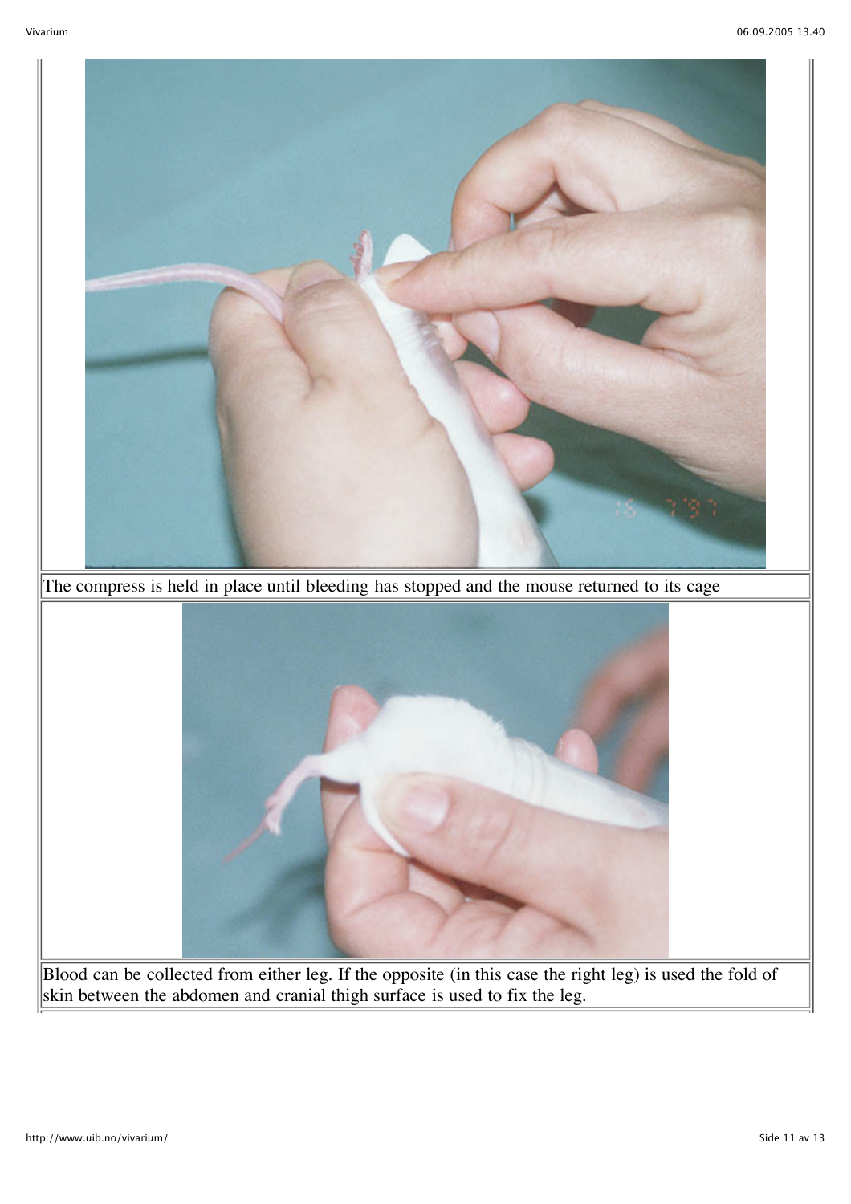The compress is held in place until bleeding has stopped and the mouse returned to its cage

Blood can be collected from either leg. If the opposite (in this case the right leg) is used the fold of skin between the abdomen and cranial thigh surface is used to fix the leg.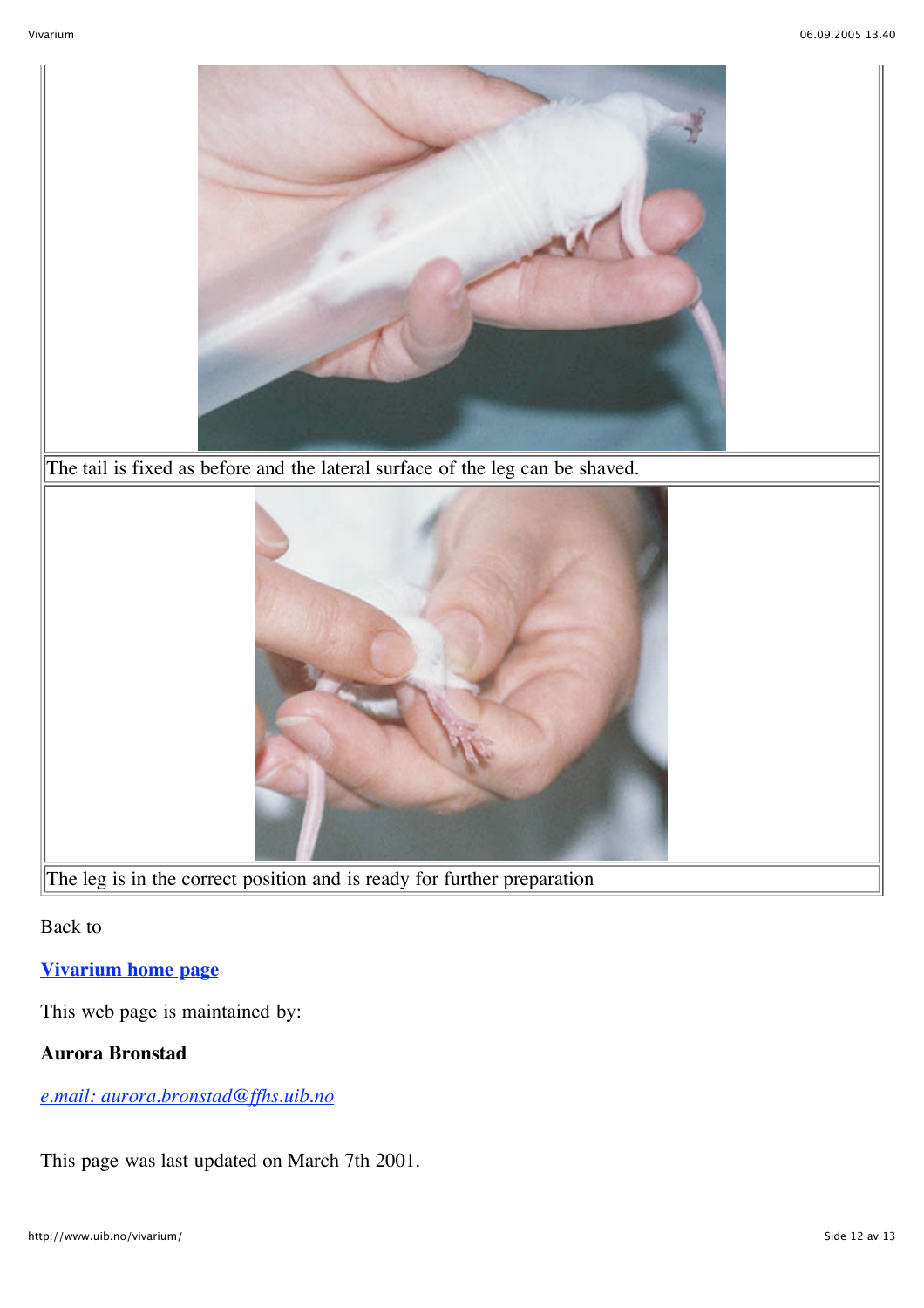The tail is fixed as before and the lateral surface of the leg can be shaved.

The leg is in the correct position and is ready for further preparation

Back to

**[Vivarium home page]()**

This web page is maintained by:

**Aurora Bronstad**

*e.mail: aurora.bronstad@ffhs.uib.no*

This page was last updated on March 7th 2001.